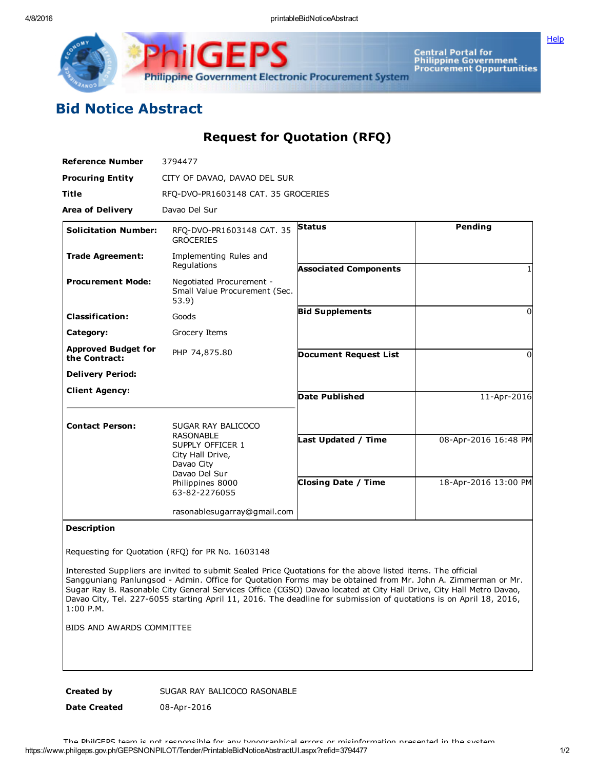# Bid Notice Abstract

## Request for Quotation (RFQ)

| | |
|---|---|
| **Reference Number** | 3794477 |
| **Procuring Entity** | CITY OF DAVAO, DAVAO DEL SUR |
| **Title** | RFQ-DVO-PR1603148 CAT. 35 GROCERIES |
| **Area of Delivery** | Davao Del Sur |

| | | | |
|---|---|---|---|
| **Solicitation Number:** | RFQ-DVO-PR1603148 CAT. 35 GROCERIES | **Status** | Pending |
| **Trade Agreement:** | Implementing Rules and Regulations | **Associated Components** | 1 |
| **Procurement Mode:** | Negotiated Procurement - Small Value Procurement (Sec. 53.9) | **Bid Supplements** | 0 |
| **Classification:** | Goods | **Document Request List** | 0 |
| **Category:** | Grocery Items | **Date Published** | 11-Apr-2016 |
| **Approved Budget for the Contract:** | PHP 74,875.80 | **Last Updated / Time** | 08-Apr-2016 16:48 PM |
| **Delivery Period:** | | **Closing Date / Time** | 18-Apr-2016 13:00 PM |
| **Client Agency:** | | | |
| **Contact Person:** | SUGAR RAY BALICOCO RASONABLE<br>SUPPLY OFFICER 1<br>City Hall Drive,<br>Davao City<br>Davao Del Sur<br>Philippines 8000<br>63-82-2276055<br><br>rasonablesugarray@gmail.com | | |

**Description**

Requesting for Quotation (RFQ) for PR No. 1603148

Interested Suppliers are invited to submit Sealed Price Quotations for the above listed items. The official Sangguniang Panlungsod - Admin. Office for Quotation Forms may be obtained from Mr. John A. Zimmerman or Mr. Sugar Ray B. Rasonable City General Services Office (CGSO) Davao located at City Hall Drive, City Hall Metro Davao, Davao City, Tel. 227-6055 starting April 11, 2016. The deadline for submission of quotations is on April 18, 2016, 1:00 P.M.

BIDS AND AWARDS COMMITTEE

| | |
|---|---|
| **Created by** | SUGAR RAY BALICOCO RASONABLE |
| **Date Created** | 08-Apr-2016 |

The PhilGEPS team is not responsible for any typographical errors or misinformation presented in the system.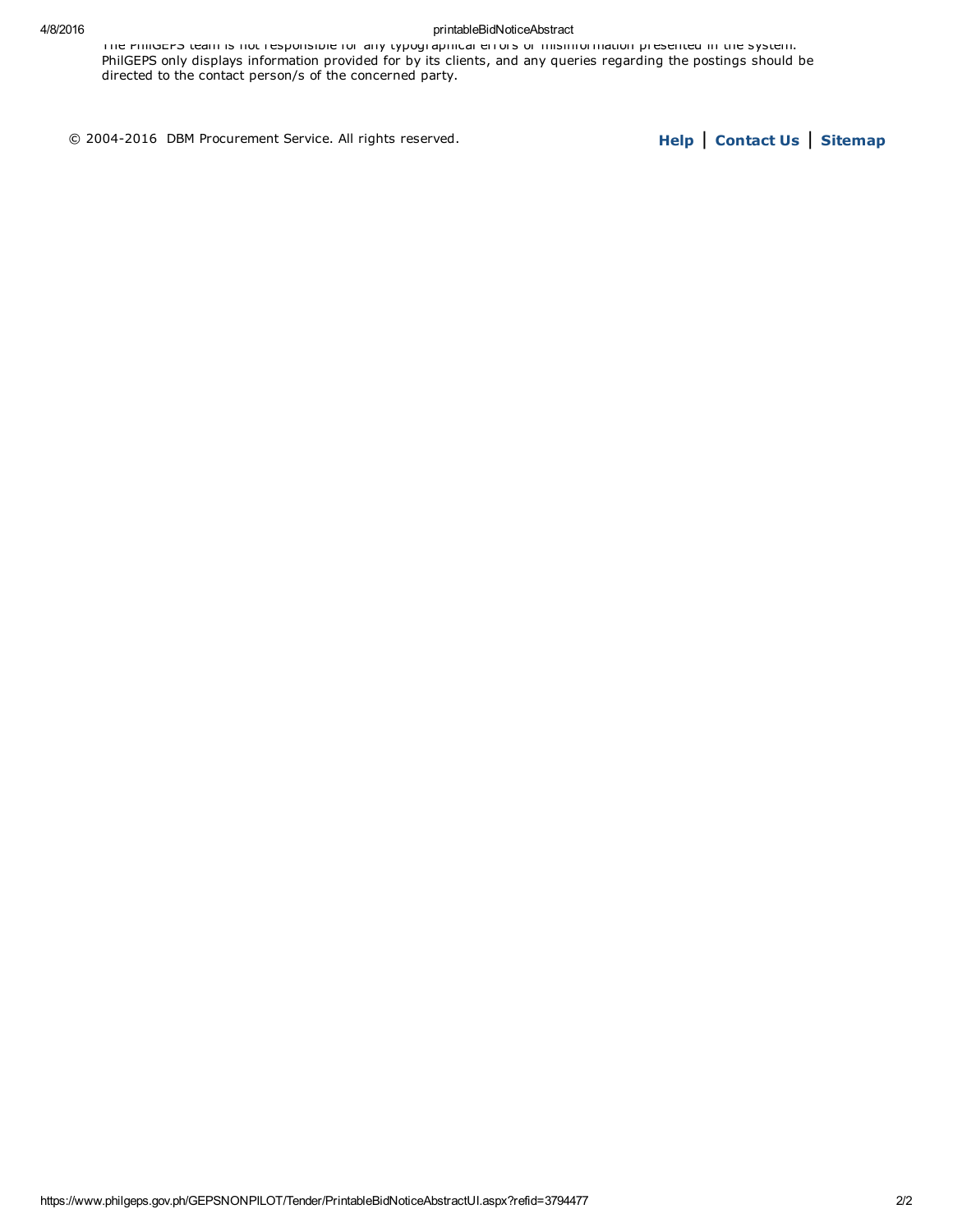The PhilGEPS team is not responsible for any typographical errors or misinformation presented in the system. PhilGEPS only displays information provided for by its clients, and any queries regarding the postings should be directed to the contact person/s of the concerned party.

© 2004-2016 DBM Procurement Service. All rights reserved.

**Help** | **Contact Us** | **Sitemap**